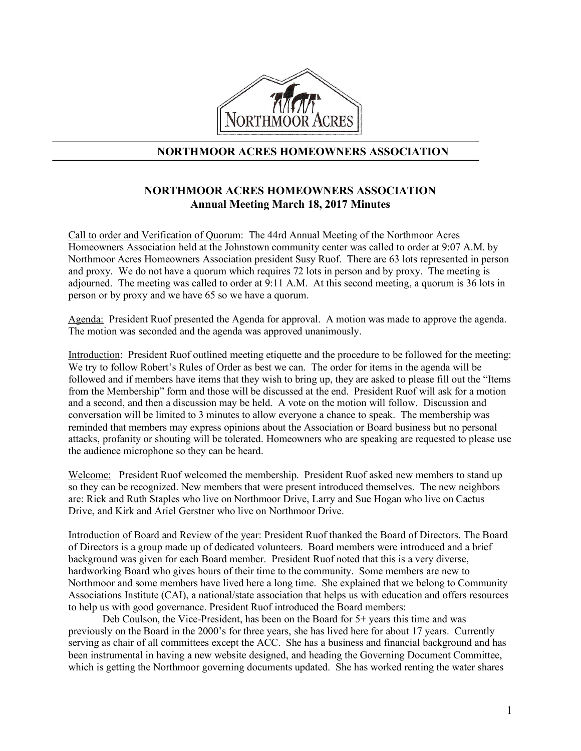# NORTHMOOR ACRES HOMEOWNERS ASSOCIATION

## NORTHMOOR ACRES HOMEOWNERS ASSOCIATION
## Annual Meeting March 18, 2017 Minutes

Call to order and Verification of Quorum: The 44rd Annual Meeting of the Northmoor Acres Homeowners Association held at the Johnstown community center was called to order at 9:07 A.M. by Northmoor Acres Homeowners Association president Susy Ruof. There are 63 lots represented in person and proxy. We do not have a quorum which requires 72 lots in person and by proxy. The meeting is adjourned. The meeting was called to order at 9:11 A.M. At this second meeting, a quorum is 36 lots in person or by proxy and we have 65 so we have a quorum.

Agenda: President Ruof presented the Agenda for approval. A motion was made to approve the agenda. The motion was seconded and the agenda was approved unanimously.

Introduction: President Ruof outlined meeting etiquette and the procedure to be followed for the meeting: We try to follow Robert's Rules of Order as best we can. The order for items in the agenda will be followed and if members have items that they wish to bring up, they are asked to please fill out the "Items from the Membership" form and those will be discussed at the end. President Ruof will ask for a motion and a second, and then a discussion may be held. A vote on the motion will follow. Discussion and conversation will be limited to 3 minutes to allow everyone a chance to speak. The membership was reminded that members may express opinions about the Association or Board business but no personal attacks, profanity or shouting will be tolerated. Homeowners who are speaking are requested to please use the audience microphone so they can be heard.

Welcome: President Ruof welcomed the membership. President Ruof asked new members to stand up so they can be recognized. New members that were present introduced themselves. The new neighbors are: Rick and Ruth Staples who live on Northmoor Drive, Larry and Sue Hogan who live on Cactus Drive, and Kirk and Ariel Gerstner who live on Northmoor Drive.

Introduction of Board and Review of the year: President Ruof thanked the Board of Directors. The Board of Directors is a group made up of dedicated volunteers. Board members were introduced and a brief background was given for each Board member. President Ruof noted that this is a very diverse, hardworking Board who gives hours of their time to the community. Some members are new to Northmoor and some members have lived here a long time. She explained that we belong to Community Associations Institute (CAI), a national/state association that helps us with education and offers resources to help us with good governance. President Ruof introduced the Board members:

Deb Coulson, the Vice-President, has been on the Board for 5+ years this time and was previously on the Board in the 2000's for three years, she has lived here for about 17 years. Currently serving as chair of all committees except the ACC. She has a business and financial background and has been instrumental in having a new website designed, and heading the Governing Document Committee, which is getting the Northmoor governing documents updated. She has worked renting the water shares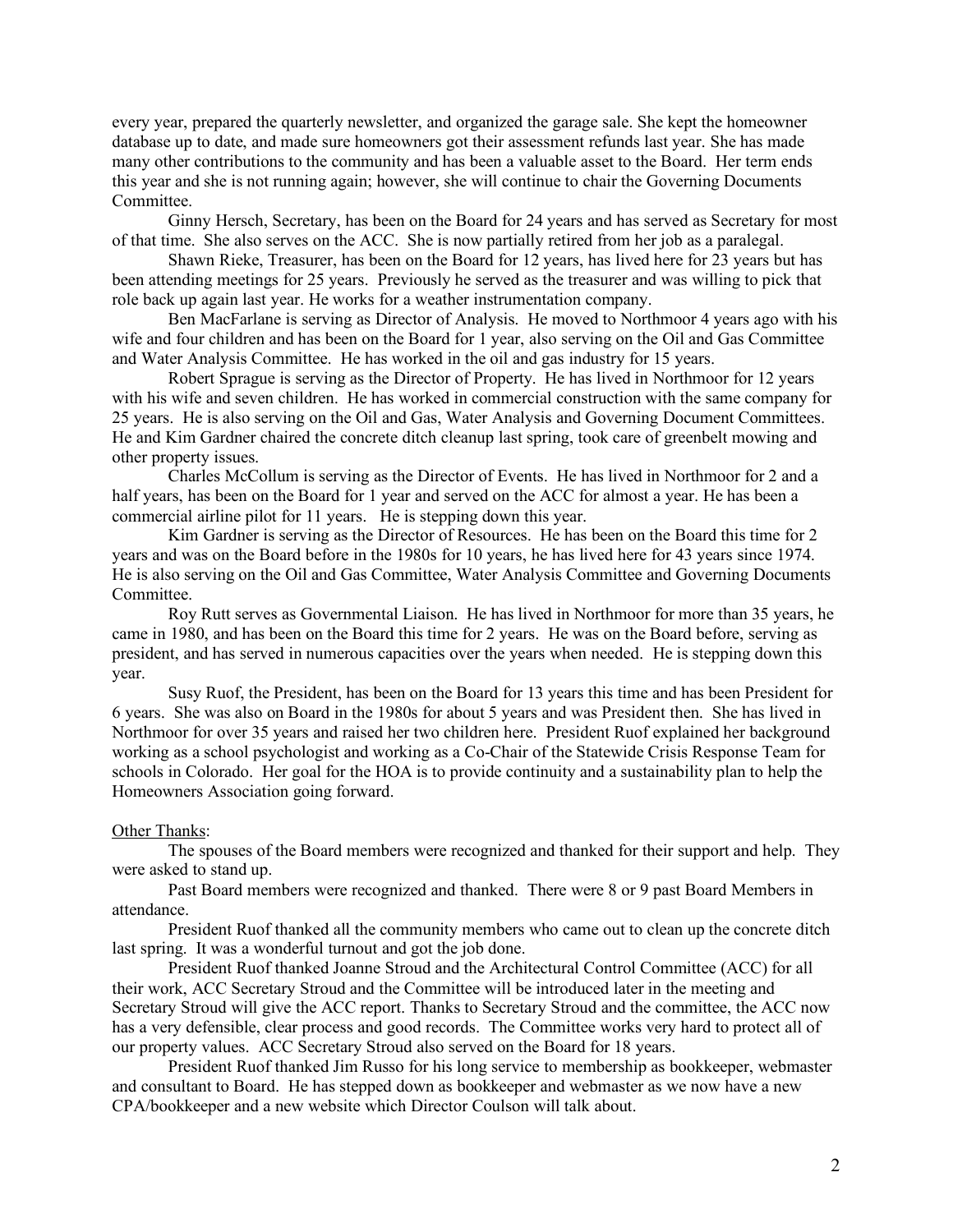every year, prepared the quarterly newsletter, and organized the garage sale. She kept the homeowner database up to date, and made sure homeowners got their assessment refunds last year. She has made many other contributions to the community and has been a valuable asset to the Board. Her term ends this year and she is not running again; however, she will continue to chair the Governing Documents Committee.

Ginny Hersch, Secretary, has been on the Board for 24 years and has served as Secretary for most of that time. She also serves on the ACC. She is now partially retired from her job as a paralegal.

Shawn Rieke, Treasurer, has been on the Board for 12 years, has lived here for 23 years but has been attending meetings for 25 years. Previously he served as the treasurer and was willing to pick that role back up again last year. He works for a weather instrumentation company.

Ben MacFarlane is serving as Director of Analysis. He moved to Northmoor 4 years ago with his wife and four children and has been on the Board for 1 year, also serving on the Oil and Gas Committee and Water Analysis Committee. He has worked in the oil and gas industry for 15 years.

Robert Sprague is serving as the Director of Property. He has lived in Northmoor for 12 years with his wife and seven children. He has worked in commercial construction with the same company for 25 years. He is also serving on the Oil and Gas, Water Analysis and Governing Document Committees. He and Kim Gardner chaired the concrete ditch cleanup last spring, took care of greenbelt mowing and other property issues.

Charles McCollum is serving as the Director of Events. He has lived in Northmoor for 2 and a half years, has been on the Board for 1 year and served on the ACC for almost a year. He has been a commercial airline pilot for 11 years. He is stepping down this year.

Kim Gardner is serving as the Director of Resources. He has been on the Board this time for 2 years and was on the Board before in the 1980s for 10 years, he has lived here for 43 years since 1974. He is also serving on the Oil and Gas Committee, Water Analysis Committee and Governing Documents Committee.

Roy Rutt serves as Governmental Liaison. He has lived in Northmoor for more than 35 years, he came in 1980, and has been on the Board this time for 2 years. He was on the Board before, serving as president, and has served in numerous capacities over the years when needed. He is stepping down this year.

Susy Ruof, the President, has been on the Board for 13 years this time and has been President for 6 years. She was also on Board in the 1980s for about 5 years and was President then. She has lived in Northmoor for over 35 years and raised her two children here. President Ruof explained her background working as a school psychologist and working as a Co-Chair of the Statewide Crisis Response Team for schools in Colorado. Her goal for the HOA is to provide continuity and a sustainability plan to help the Homeowners Association going forward.

Other Thanks:

The spouses of the Board members were recognized and thanked for their support and help. They were asked to stand up.

Past Board members were recognized and thanked. There were 8 or 9 past Board Members in attendance.

President Ruof thanked all the community members who came out to clean up the concrete ditch last spring. It was a wonderful turnout and got the job done.

President Ruof thanked Joanne Stroud and the Architectural Control Committee (ACC) for all their work, ACC Secretary Stroud and the Committee will be introduced later in the meeting and Secretary Stroud will give the ACC report. Thanks to Secretary Stroud and the committee, the ACC now has a very defensible, clear process and good records. The Committee works very hard to protect all of our property values. ACC Secretary Stroud also served on the Board for 18 years.

President Ruof thanked Jim Russo for his long service to membership as bookkeeper, webmaster and consultant to Board. He has stepped down as bookkeeper and webmaster as we now have a new CPA/bookkeeper and a new website which Director Coulson will talk about.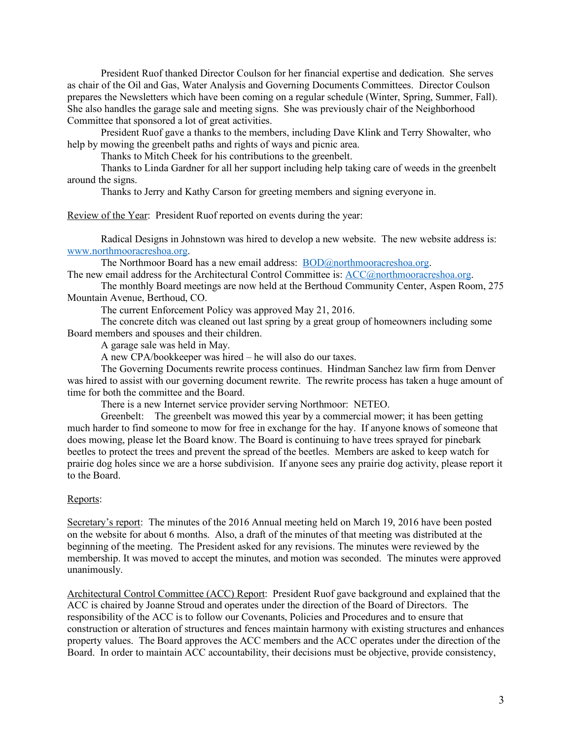President Ruof thanked Director Coulson for her financial expertise and dedication. She serves as chair of the Oil and Gas, Water Analysis and Governing Documents Committees. Director Coulson prepares the Newsletters which have been coming on a regular schedule (Winter, Spring, Summer, Fall). She also handles the garage sale and meeting signs. She was previously chair of the Neighborhood Committee that sponsored a lot of great activities.

President Ruof gave a thanks to the members, including Dave Klink and Terry Showalter, who help by mowing the greenbelt paths and rights of ways and picnic area.

Thanks to Mitch Cheek for his contributions to the greenbelt.

Thanks to Linda Gardner for all her support including help taking care of weeds in the greenbelt around the signs.

Thanks to Jerry and Kathy Carson for greeting members and signing everyone in.

Review of the Year: President Ruof reported on events during the year:

Radical Designs in Johnstown was hired to develop a new website. The new website address is: www.northmooracreshoa.org.

The Northmoor Board has a new email address: BOD@northmooracreshoa.org.
The new email address for the Architectural Control Committee is: ACC@northmooracreshoa.org.

The monthly Board meetings are now held at the Berthoud Community Center, Aspen Room, 275 Mountain Avenue, Berthoud, CO.

The current Enforcement Policy was approved May 21, 2016.

The concrete ditch was cleaned out last spring by a great group of homeowners including some Board members and spouses and their children.

A garage sale was held in May.

A new CPA/bookkeeper was hired – he will also do our taxes.

The Governing Documents rewrite process continues. Hindman Sanchez law firm from Denver was hired to assist with our governing document rewrite. The rewrite process has taken a huge amount of time for both the committee and the Board.

There is a new Internet service provider serving Northmoor: NETEO.

Greenbelt: The greenbelt was mowed this year by a commercial mower; it has been getting much harder to find someone to mow for free in exchange for the hay. If anyone knows of someone that does mowing, please let the Board know. The Board is continuing to have trees sprayed for pinebark beetles to protect the trees and prevent the spread of the beetles. Members are asked to keep watch for prairie dog holes since we are a horse subdivision. If anyone sees any prairie dog activity, please report it to the Board.

Reports:

Secretary's report: The minutes of the 2016 Annual meeting held on March 19, 2016 have been posted on the website for about 6 months. Also, a draft of the minutes of that meeting was distributed at the beginning of the meeting. The President asked for any revisions. The minutes were reviewed by the membership. It was moved to accept the minutes, and motion was seconded. The minutes were approved unanimously.

Architectural Control Committee (ACC) Report: President Ruof gave background and explained that the ACC is chaired by Joanne Stroud and operates under the direction of the Board of Directors. The responsibility of the ACC is to follow our Covenants, Policies and Procedures and to ensure that construction or alteration of structures and fences maintain harmony with existing structures and enhances property values. The Board approves the ACC members and the ACC operates under the direction of the Board. In order to maintain ACC accountability, their decisions must be objective, provide consistency,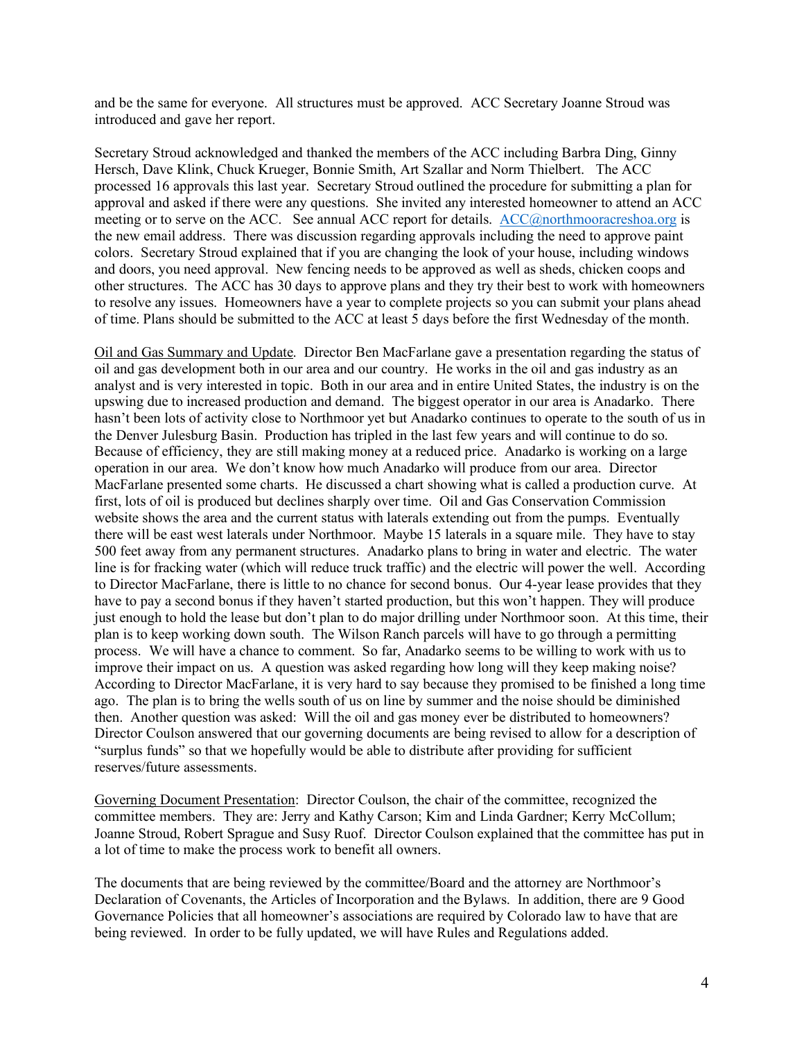and be the same for everyone. All structures must be approved. ACC Secretary Joanne Stroud was introduced and gave her report.

Secretary Stroud acknowledged and thanked the members of the ACC including Barbra Ding, Ginny Hersch, Dave Klink, Chuck Krueger, Bonnie Smith, Art Szallar and Norm Thielbert. The ACC processed 16 approvals this last year. Secretary Stroud outlined the procedure for submitting a plan for approval and asked if there were any questions. She invited any interested homeowner to attend an ACC meeting or to serve on the ACC. See annual ACC report for details. ACC@northmooracreshoa.org is the new email address. There was discussion regarding approvals including the need to approve paint colors. Secretary Stroud explained that if you are changing the look of your house, including windows and doors, you need approval. New fencing needs to be approved as well as sheds, chicken coops and other structures. The ACC has 30 days to approve plans and they try their best to work with homeowners to resolve any issues. Homeowners have a year to complete projects so you can submit your plans ahead of time. Plans should be submitted to the ACC at least 5 days before the first Wednesday of the month.

Oil and Gas Summary and Update. Director Ben MacFarlane gave a presentation regarding the status of oil and gas development both in our area and our country. He works in the oil and gas industry as an analyst and is very interested in topic. Both in our area and in entire United States, the industry is on the upswing due to increased production and demand. The biggest operator in our area is Anadarko. There hasn't been lots of activity close to Northmoor yet but Anadarko continues to operate to the south of us in the Denver Julesburg Basin. Production has tripled in the last few years and will continue to do so. Because of efficiency, they are still making money at a reduced price. Anadarko is working on a large operation in our area. We don't know how much Anadarko will produce from our area. Director MacFarlane presented some charts. He discussed a chart showing what is called a production curve. At first, lots of oil is produced but declines sharply over time. Oil and Gas Conservation Commission website shows the area and the current status with laterals extending out from the pumps. Eventually there will be east west laterals under Northmoor. Maybe 15 laterals in a square mile. They have to stay 500 feet away from any permanent structures. Anadarko plans to bring in water and electric. The water line is for fracking water (which will reduce truck traffic) and the electric will power the well. According to Director MacFarlane, there is little to no chance for second bonus. Our 4-year lease provides that they have to pay a second bonus if they haven't started production, but this won't happen. They will produce just enough to hold the lease but don't plan to do major drilling under Northmoor soon. At this time, their plan is to keep working down south. The Wilson Ranch parcels will have to go through a permitting process. We will have a chance to comment. So far, Anadarko seems to be willing to work with us to improve their impact on us. A question was asked regarding how long will they keep making noise? According to Director MacFarlane, it is very hard to say because they promised to be finished a long time ago. The plan is to bring the wells south of us on line by summer and the noise should be diminished then. Another question was asked: Will the oil and gas money ever be distributed to homeowners? Director Coulson answered that our governing documents are being revised to allow for a description of "surplus funds" so that we hopefully would be able to distribute after providing for sufficient reserves/future assessments.

Governing Document Presentation: Director Coulson, the chair of the committee, recognized the committee members. They are: Jerry and Kathy Carson; Kim and Linda Gardner; Kerry McCollum; Joanne Stroud, Robert Sprague and Susy Ruof. Director Coulson explained that the committee has put in a lot of time to make the process work to benefit all owners.

The documents that are being reviewed by the committee/Board and the attorney are Northmoor's Declaration of Covenants, the Articles of Incorporation and the Bylaws. In addition, there are 9 Good Governance Policies that all homeowner's associations are required by Colorado law to have that are being reviewed. In order to be fully updated, we will have Rules and Regulations added.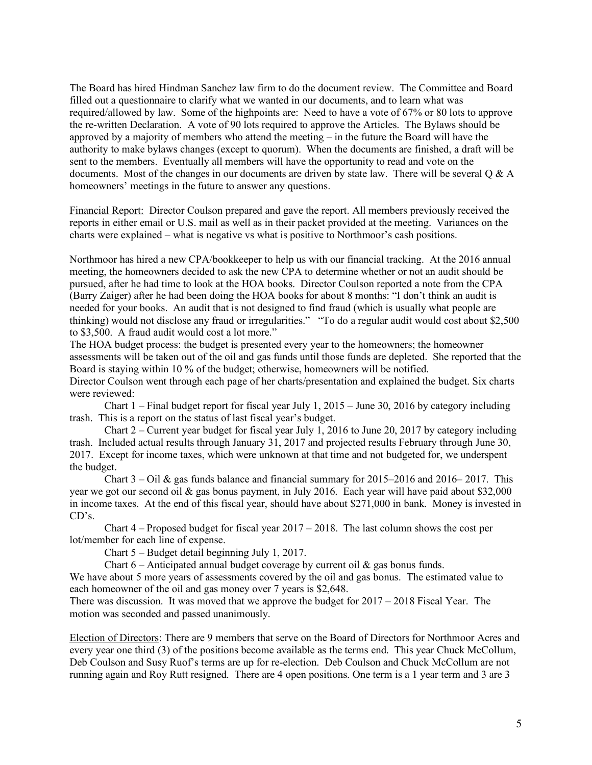The Board has hired Hindman Sanchez law firm to do the document review. The Committee and Board filled out a questionnaire to clarify what we wanted in our documents, and to learn what was required/allowed by law. Some of the highpoints are: Need to have a vote of 67% or 80 lots to approve the re-written Declaration. A vote of 90 lots required to approve the Articles. The Bylaws should be approved by a majority of members who attend the meeting – in the future the Board will have the authority to make bylaws changes (except to quorum). When the documents are finished, a draft will be sent to the members. Eventually all members will have the opportunity to read and vote on the documents. Most of the changes in our documents are driven by state law. There will be several Q & A homeowners' meetings in the future to answer any questions.

<u>Financial Report:</u> Director Coulson prepared and gave the report. All members previously received the reports in either email or U.S. mail as well as in their packet provided at the meeting. Variances on the charts were explained – what is negative vs what is positive to Northmoor's cash positions.

Northmoor has hired a new CPA/bookkeeper to help us with our financial tracking. At the 2016 annual meeting, the homeowners decided to ask the new CPA to determine whether or not an audit should be pursued, after he had time to look at the HOA books. Director Coulson reported a note from the CPA (Barry Zaiger) after he had been doing the HOA books for about 8 months: "I don't think an audit is needed for your books. An audit that is not designed to find fraud (which is usually what people are thinking) would not disclose any fraud or irregularities." "To do a regular audit would cost about $2,500 to $3,500. A fraud audit would cost a lot more."

The HOA budget process: the budget is presented every year to the homeowners; the homeowner assessments will be taken out of the oil and gas funds until those funds are depleted. She reported that the Board is staying within 10 % of the budget; otherwise, homeowners will be notified.

Director Coulson went through each page of her charts/presentation and explained the budget. Six charts were reviewed:

Chart 1 – Final budget report for fiscal year July 1, 2015 – June 30, 2016 by category including trash. This is a report on the status of last fiscal year's budget.

Chart 2 – Current year budget for fiscal year July 1, 2016 to June 20, 2017 by category including trash. Included actual results through January 31, 2017 and projected results February through June 30, 2017. Except for income taxes, which were unknown at that time and not budgeted for, we underspent the budget.

Chart 3 – Oil & gas funds balance and financial summary for 2015–2016 and 2016– 2017. This year we got our second oil & gas bonus payment, in July 2016. Each year will have paid about $32,000 in income taxes. At the end of this fiscal year, should have about $271,000 in bank. Money is invested in CD's.

Chart 4 – Proposed budget for fiscal year 2017 – 2018. The last column shows the cost per lot/member for each line of expense.

Chart 5 – Budget detail beginning July 1, 2017.

Chart 6 – Anticipated annual budget coverage by current oil & gas bonus funds.

We have about 5 more years of assessments covered by the oil and gas bonus. The estimated value to each homeowner of the oil and gas money over 7 years is $2,648.

There was discussion. It was moved that we approve the budget for 2017 – 2018 Fiscal Year. The motion was seconded and passed unanimously.

<u>Election of Directors</u>: There are 9 members that serve on the Board of Directors for Northmoor Acres and every year one third (3) of the positions become available as the terms end. This year Chuck McCollum, Deb Coulson and Susy Ruof's terms are up for re-election. Deb Coulson and Chuck McCollum are not running again and Roy Rutt resigned. There are 4 open positions. One term is a 1 year term and 3 are 3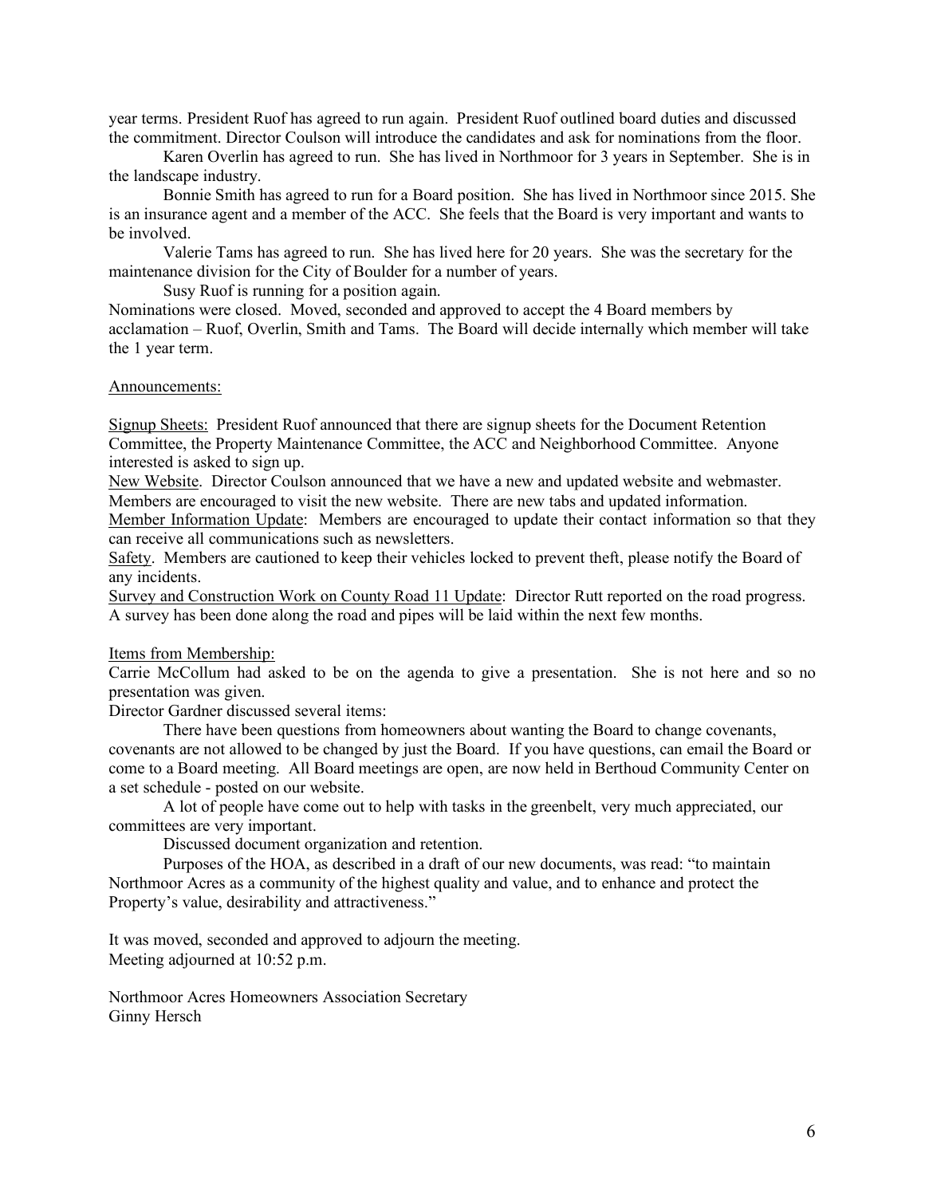year terms. President Ruof has agreed to run again. President Ruof outlined board duties and discussed the commitment. Director Coulson will introduce the candidates and ask for nominations from the floor.

Karen Overlin has agreed to run. She has lived in Northmoor for 3 years in September. She is in the landscape industry.

Bonnie Smith has agreed to run for a Board position. She has lived in Northmoor since 2015. She is an insurance agent and a member of the ACC. She feels that the Board is very important and wants to be involved.

Valerie Tams has agreed to run. She has lived here for 20 years. She was the secretary for the maintenance division for the City of Boulder for a number of years.

Susy Ruof is running for a position again.

Nominations were closed. Moved, seconded and approved to accept the 4 Board members by acclamation – Ruof, Overlin, Smith and Tams. The Board will decide internally which member will take the 1 year term.

Announcements:

Signup Sheets: President Ruof announced that there are signup sheets for the Document Retention Committee, the Property Maintenance Committee, the ACC and Neighborhood Committee. Anyone interested is asked to sign up.

New Website. Director Coulson announced that we have a new and updated website and webmaster. Members are encouraged to visit the new website. There are new tabs and updated information.

Member Information Update: Members are encouraged to update their contact information so that they can receive all communications such as newsletters.

Safety. Members are cautioned to keep their vehicles locked to prevent theft, please notify the Board of any incidents.

Survey and Construction Work on County Road 11 Update: Director Rutt reported on the road progress. A survey has been done along the road and pipes will be laid within the next few months.

Items from Membership:

Carrie McCollum had asked to be on the agenda to give a presentation. She is not here and so no presentation was given.

Director Gardner discussed several items:

There have been questions from homeowners about wanting the Board to change covenants, covenants are not allowed to be changed by just the Board. If you have questions, can email the Board or come to a Board meeting. All Board meetings are open, are now held in Berthoud Community Center on a set schedule - posted on our website.

A lot of people have come out to help with tasks in the greenbelt, very much appreciated, our committees are very important.

Discussed document organization and retention.

Purposes of the HOA, as described in a draft of our new documents, was read: "to maintain Northmoor Acres as a community of the highest quality and value, and to enhance and protect the Property's value, desirability and attractiveness."

It was moved, seconded and approved to adjourn the meeting.
Meeting adjourned at 10:52 p.m.

Northmoor Acres Homeowners Association Secretary
Ginny Hersch